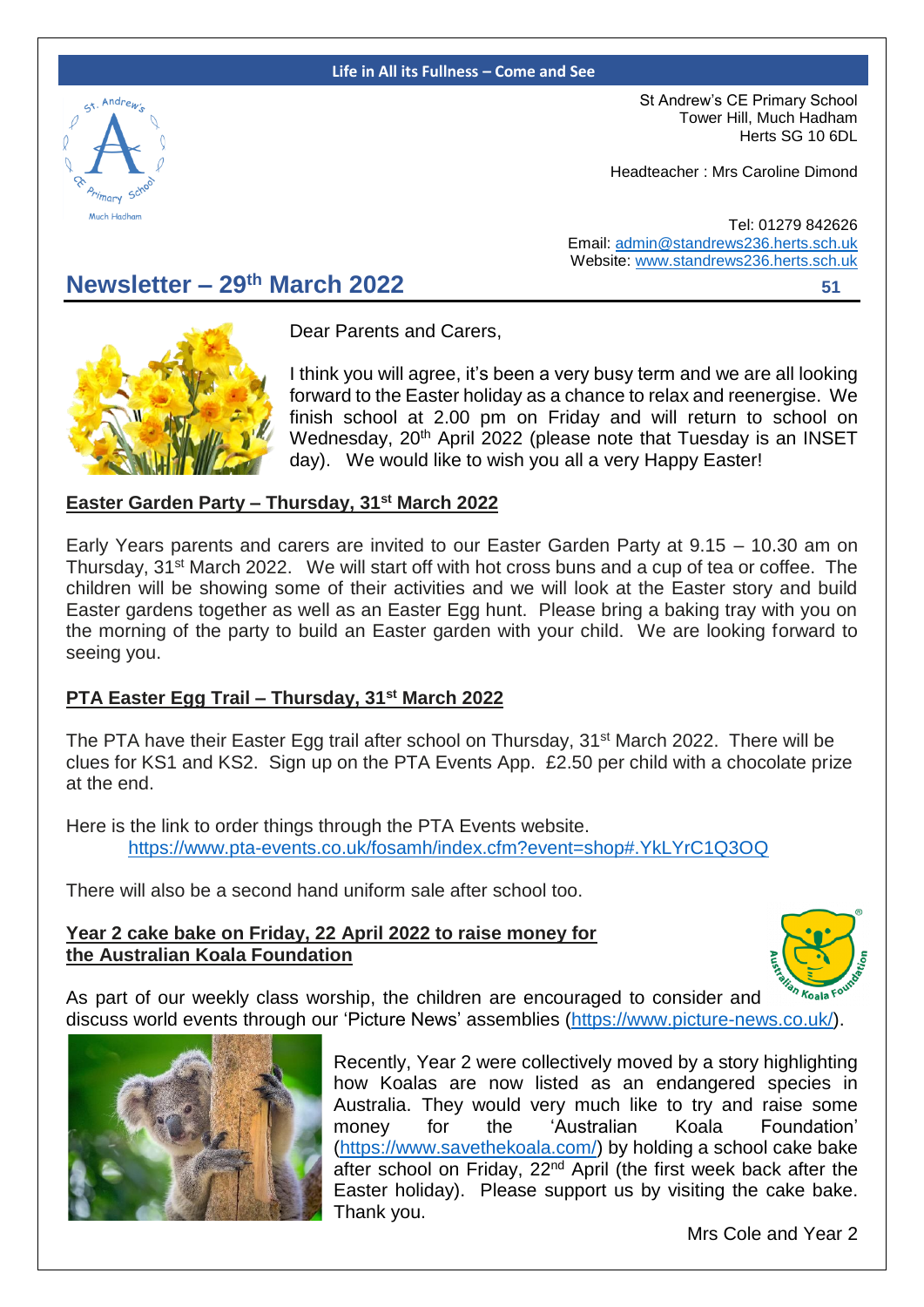Life in All its Fullness – Come and See

St Andrew's CE Primary School
Tower Hill, Much Hadham
Herts SG 10 6DL

Headteacher : Mrs Caroline Dimond

Tel: 01279 842626
Email: admin@standrews236.herts.sch.uk
Website: www.standrews236.herts.sch.uk

# Newsletter – 29th March 2022

51

Dear Parents and Carers,

I think you will agree, it's been a very busy term and we are all looking forward to the Easter holiday as a chance to relax and reenergise. We finish school at 2.00 pm on Friday and will return to school on Wednesday, 20th April 2022 (please note that Tuesday is an INSET day). We would like to wish you all a very Happy Easter!

## Easter Garden Party – Thursday, 31st March 2022

Early Years parents and carers are invited to our Easter Garden Party at 9.15 – 10.30 am on Thursday, 31st March 2022. We will start off with hot cross buns and a cup of tea or coffee. The children will be showing some of their activities and we will look at the Easter story and build Easter gardens together as well as an Easter Egg hunt. Please bring a baking tray with you on the morning of the party to build an Easter garden with your child. We are looking forward to seeing you.

## PTA Easter Egg Trail – Thursday, 31st March 2022

The PTA have their Easter Egg trail after school on Thursday, 31st March 2022. There will be clues for KS1 and KS2. Sign up on the PTA Events App. £2.50 per child with a chocolate prize at the end.

Here is the link to order things through the PTA Events website.
https://www.pta-events.co.uk/fosamh/index.cfm?event=shop#.YkLYrC1Q3OQ

There will also be a second hand uniform sale after school too.

## Year 2 cake bake on Friday, 22 April 2022 to raise money for the Australian Koala Foundation

As part of our weekly class worship, the children are encouraged to consider and discuss world events through our 'Picture News' assemblies (https://www.picture-news.co.uk/).

Recently, Year 2 were collectively moved by a story highlighting how Koalas are now listed as an endangered species in Australia. They would very much like to try and raise some money for the 'Australian Koala Foundation' (https://www.savethekoala.com/) by holding a school cake bake after school on Friday, 22nd April (the first week back after the Easter holiday). Please support us by visiting the cake bake. Thank you.

Mrs Cole and Year 2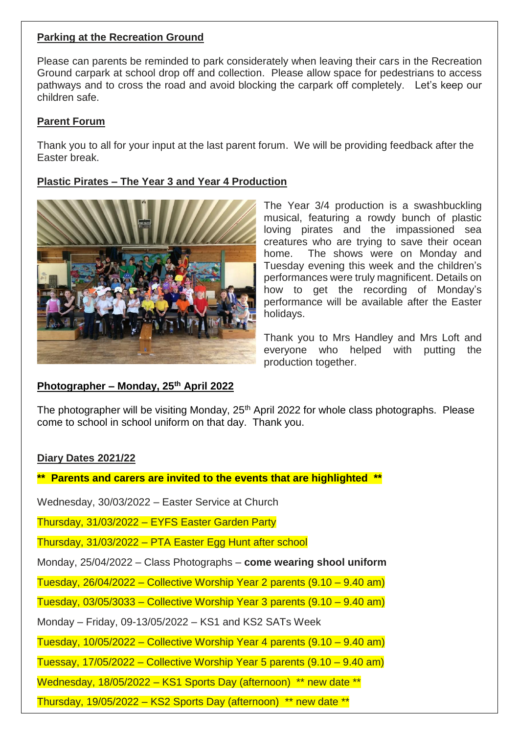**Parking at the Recreation Ground**

Please can parents be reminded to park considerately when leaving their cars in the Recreation Ground carpark at school drop off and collection. Please allow space for pedestrians to access pathways and to cross the road and avoid blocking the carpark off completely. Let's keep our children safe.

**Parent Forum**

Thank you to all for your input at the last parent forum. We will be providing feedback after the Easter break.

**Plastic Pirates – The Year 3 and Year 4 Production**

The Year 3/4 production is a swashbuckling musical, featuring a rowdy bunch of plastic loving pirates and the impassioned sea creatures who are trying to save their ocean home. The shows were on Monday and Tuesday evening this week and the children's performances were truly magnificent. Details on how to get the recording of Monday's performance will be available after the Easter holidays.

Thank you to Mrs Handley and Mrs Loft and everyone who helped with putting the production together.

**Photographer – Monday, 25th April 2022**

The photographer will be visiting Monday, 25th April 2022 for whole class photographs. Please come to school in school uniform on that day. Thank you.

**Diary Dates 2021/22**

**\*\* Parents and carers are invited to the events that are highlighted \*\***

Wednesday, 30/03/2022 – Easter Service at Church

Thursday, 31/03/2022 – EYFS Easter Garden Party

Thursday, 31/03/2022 – PTA Easter Egg Hunt after school

Monday, 25/04/2022 – Class Photographs – **come wearing shool uniform**

Tuesday, 26/04/2022 – Collective Worship Year 2 parents (9.10 – 9.40 am)

Tuesday, 03/05/3033 – Collective Worship Year 3 parents (9.10 – 9.40 am)

Monday – Friday, 09-13/05/2022 – KS1 and KS2 SATs Week

Tuesday, 10/05/2022 – Collective Worship Year 4 parents (9.10 – 9.40 am)

Tuessay, 17/05/2022 – Collective Worship Year 5 parents (9.10 – 9.40 am)

Wednesday, 18/05/2022 – KS1 Sports Day (afternoon) ** new date **

Thursday, 19/05/2022 – KS2 Sports Day (afternoon) ** new date **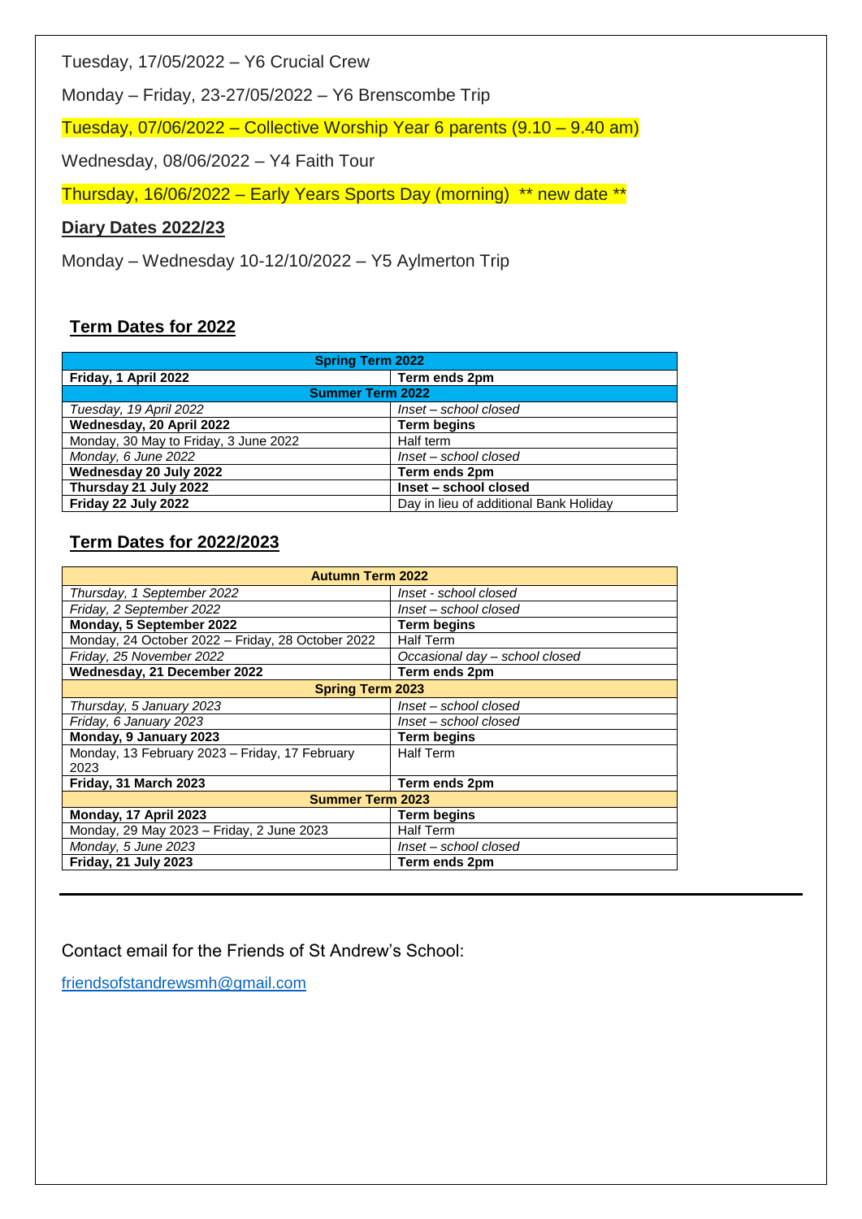Tuesday, 17/05/2022 – Y6 Crucial Crew

Monday – Friday, 23-27/05/2022 – Y6 Brenscombe Trip

Tuesday, 07/06/2022 – Collective Worship Year 6 parents (9.10 – 9.40 am)

Wednesday, 08/06/2022 – Y4 Faith Tour

Thursday, 16/06/2022 – Early Years Sports Day (morning) ** new date **

**Diary Dates 2022/23**

Monday – Wednesday 10-12/10/2022 – Y5 Aylmerton Trip

## Term Dates for 2022

| **Spring Term 2022** | |
|---|---|
| **Friday, 1 April 2022** | **Term ends 2pm** |
| **Summer Term 2022** | |
| *Tuesday, 19 April 2022* | *Inset – school closed* |
| **Wednesday, 20 April 2022** | **Term begins** |
| Monday, 30 May to Friday, 3 June 2022 | Half term |
| *Monday, 6 June 2022* | *Inset – school closed* |
| **Wednesday 20 July 2022** | **Term ends 2pm** |
| **Thursday 21 July 2022** | **Inset – school closed** |
| **Friday 22 July 2022** | Day in lieu of additional Bank Holiday |

## Term Dates for 2022/2023

| **Autumn Term 2022** | |
|---|---|
| *Thursday, 1 September 2022* | *Inset - school closed* |
| *Friday, 2 September 2022* | *Inset – school closed* |
| **Monday, 5 September 2022** | **Term begins** |
| Monday, 24 October 2022 – Friday, 28 October 2022 | Half Term |
| *Friday, 25 November 2022* | *Occasional day – school closed* |
| **Wednesday, 21 December 2022** | **Term ends 2pm** |
| **Spring Term 2023** | |
| *Thursday, 5 January 2023* | *Inset – school closed* |
| *Friday, 6 January 2023* | *Inset – school closed* |
| **Monday, 9 January 2023** | **Term begins** |
| Monday, 13 February 2023 – Friday, 17 February 2023 | Half Term |
| **Friday, 31 March 2023** | **Term ends 2pm** |
| **Summer Term 2023** | |
| **Monday, 17 April 2023** | **Term begins** |
| Monday, 29 May 2023 – Friday, 2 June 2023 | Half Term |
| *Monday, 5 June 2023* | *Inset – school closed* |
| **Friday, 21 July 2023** | **Term ends 2pm** |

---

Contact email for the Friends of St Andrew's School:

friendsofstandrewsmh@gmail.com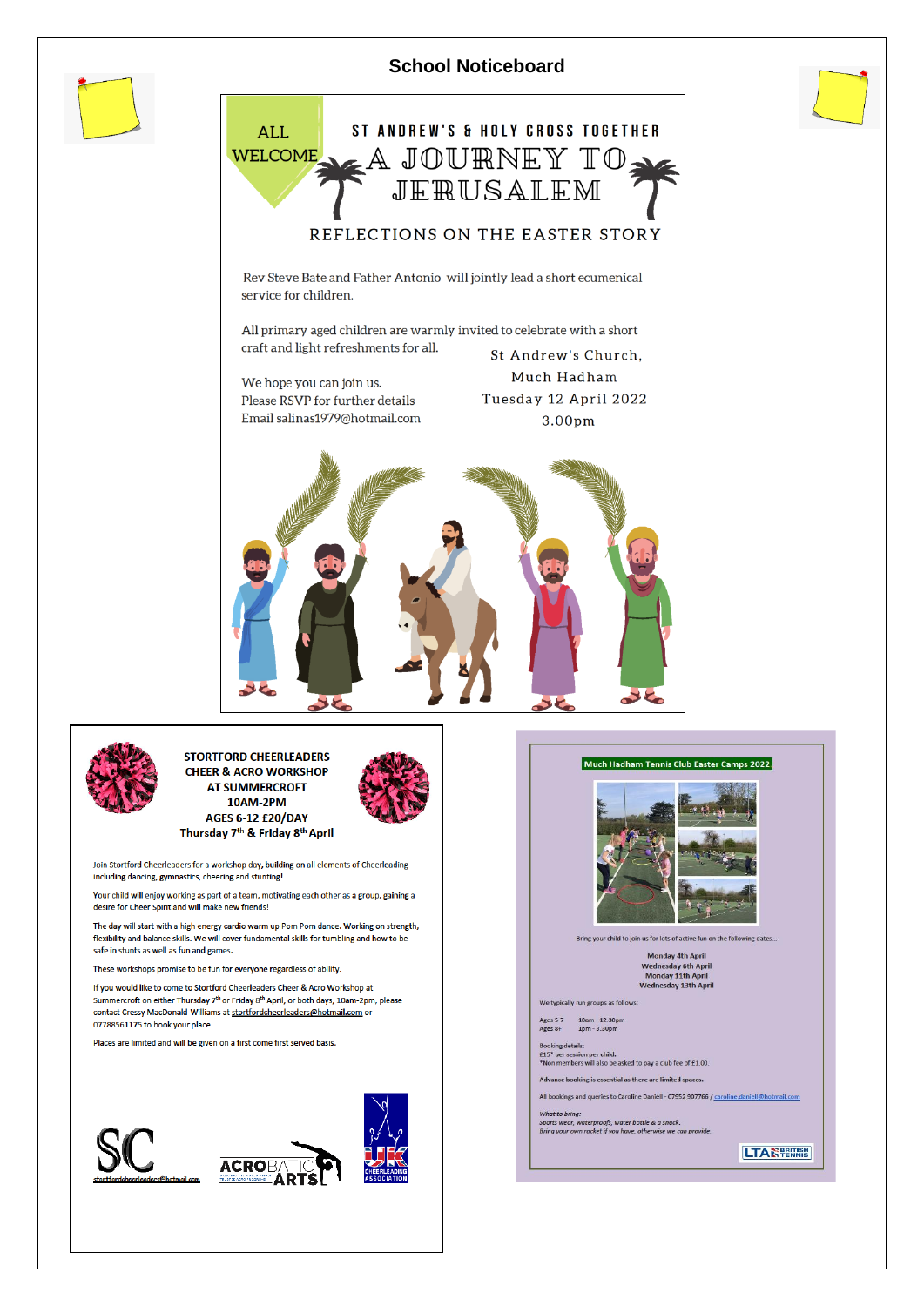# School Noticeboard

ALL WELCOME

ST ANDREW'S & HOLY CROSS TOGETHER

## A JOURNEY TO JERUSALEM

REFLECTIONS ON THE EASTER STORY

Rev Steve Bate and Father Antonio will jointly lead a short ecumenical service for children.

All primary aged children are warmly invited to celebrate with a short craft and light refreshments for all.

St Andrew's Church,
Much Hadham
Tuesday 12 April 2022
3.00pm

We hope you can join us.
Please RSVP for further details
Email salinas1979@hotmail.com

**STORTFORD CHEERLEADERS**
**CHEER & ACRO WORKSHOP**
**AT SUMMERCROFT**
**10AM-2PM**
**AGES 6-12 £20/DAY**
**Thursday 7th & Friday 8th April**

Join Stortford Cheerleaders for a workshop day, building on all elements of Cheerleading including dancing, gymnastics, cheering and stunting!

Your child will enjoy working as part of a team, motivating each other as a group, gaining a desire for Cheer Spirit and will make new friends!

The day will start with a high energy cardio warm up Pom Pom dance. Working on strength, flexibility and balance skills. We will cover fundamental skills for tumbling and how to be safe in stunts as well as fun and games.

These workshops promise to be fun for everyone regardless of ability.

If you would like to come to Stortford Cheerleaders Cheer & Acro Workshop at Summercroft on either Thursday 7th or Friday 8th April, or both days, 10am-2pm, please contact Cressy MacDonald-Williams at stortfordcheerleaders@hotmail.com or 07788561175 to book your place.

Places are limited and will be given on a first come first served basis.

stortfordcheerleaders@hotmail.com

**Much Hadham Tennis Club Easter Camps 2022**

Bring your child to join us for lots of active fun on the following dates...

**Monday 4th April**
**Wednesday 6th April**
**Monday 11th April**
**Wednesday 13th April**

We typically run groups as follows:

Ages 5-7 10am - 12.30pm
Ages 8+ 1pm - 3.30pm

Booking details:
£15* per session per child.
*Non members will also be asked to pay a club fee of £1.00.

Advance booking is essential as there are limited spaces.

All bookings and queries to Caroline Daniell - 07952 907766 / caroline.daniell@hotmail.com

*What to bring:*
*Sports wear, waterproofs, water bottle & a snack.*
*Bring your own racket if you have, otherwise we can provide*